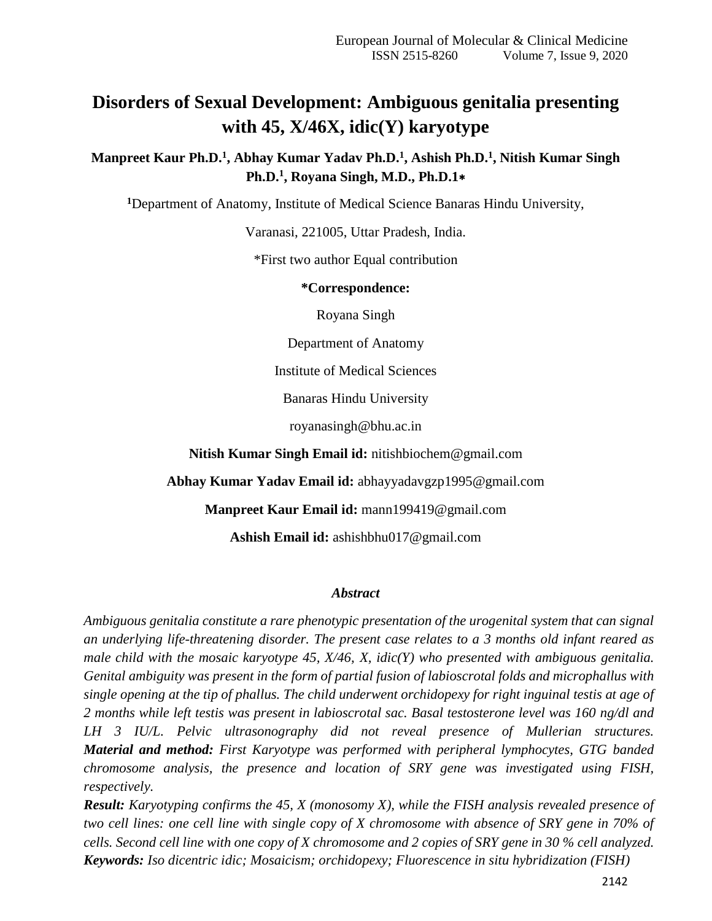# Disorders of Sexual Development: Ambiguous genitalia presenting with 45, X/46X, idic(Y) karyotype

**Manpreet Kaur Ph.D.[1], Abhay Kumar Yadav Ph.D.[1], Ashish Ph.D.[1], Nitish Kumar Singh Ph.D.[1], Royana Singh, M.D., Ph.D.1***

[1]Department of Anatomy, Institute of Medical Science Banaras Hindu University,

Varanasi, 221005, Uttar Pradesh, India.

*First two author Equal contribution

**\*Correspondence:**

Royana Singh

Department of Anatomy

Institute of Medical Sciences

Banaras Hindu University

royanasingh@bhu.ac.in

**Nitish Kumar Singh Email id:** nitishbiochem@gmail.com

**Abhay Kumar Yadav Email id:** abhayyadavgzp1995@gmail.com

**Manpreet Kaur Email id:** mann199419@gmail.com

**Ashish Email id:** ashishbhu017@gmail.com

## *Abstract*

*Ambiguous genitalia constitute a rare phenotypic presentation of the urogenital system that can signal an underlying life-threatening disorder. The present case relates to a 3 months old infant reared as male child with the mosaic karyotype 45, X/46, X, idic(Y) who presented with ambiguous genitalia. Genital ambiguity was present in the form of partial fusion of labioscrotal folds and microphallus with single opening at the tip of phallus. The child underwent orchidopexy for right inguinal testis at age of 2 months while left testis was present in labioscrotal sac. Basal testosterone level was 160 ng/dl and LH 3 IU/L. Pelvic ultrasonography did not reveal presence of Mullerian structures.*

***Material and method:*** *First Karyotype was performed with peripheral lymphocytes, GTG banded chromosome analysis, the presence and location of SRY gene was investigated using FISH, respectively.*

***Result:*** *Karyotyping confirms the 45, X (monosomy X), while the FISH analysis revealed presence of two cell lines: one cell line with single copy of X chromosome with absence of SRY gene in 70% of cells. Second cell line with one copy of X chromosome and 2 copies of SRY gene in 30 % cell analyzed.*

***Keywords:*** *Iso dicentric idic; Mosaicism; orchidopexy; Fluorescence in situ hybridization (FISH)*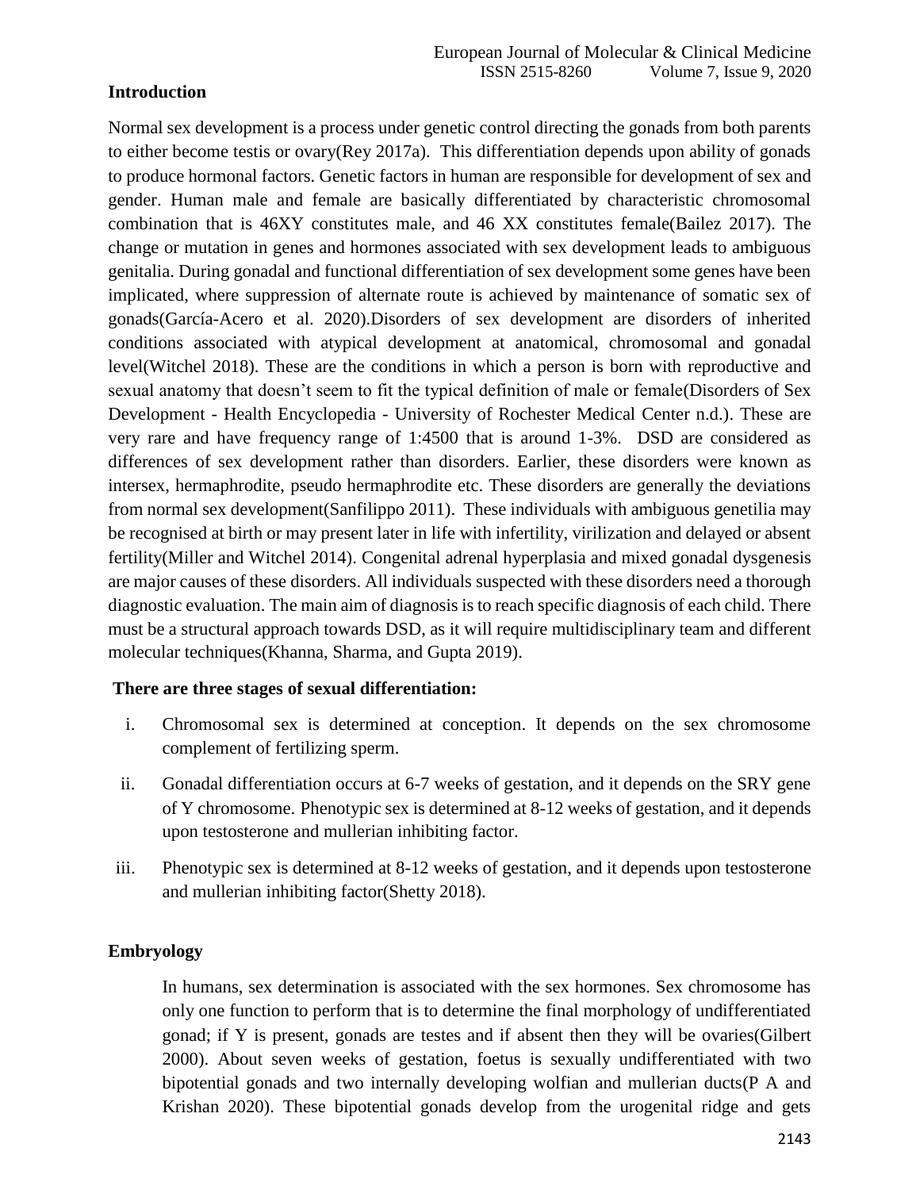## Introduction

Normal sex development is a process under genetic control directing the gonads from both parents to either become testis or ovary(Rey 2017a). This differentiation depends upon ability of gonads to produce hormonal factors. Genetic factors in human are responsible for development of sex and gender. Human male and female are basically differentiated by characteristic chromosomal combination that is 46XY constitutes male, and 46 XX constitutes female(Bailez 2017). The change or mutation in genes and hormones associated with sex development leads to ambiguous genitalia. During gonadal and functional differentiation of sex development some genes have been implicated, where suppression of alternate route is achieved by maintenance of somatic sex of gonads(García-Acero et al. 2020).Disorders of sex development are disorders of inherited conditions associated with atypical development at anatomical, chromosomal and gonadal level(Witchel 2018). These are the conditions in which a person is born with reproductive and sexual anatomy that doesn't seem to fit the typical definition of male or female(Disorders of Sex Development - Health Encyclopedia - University of Rochester Medical Center n.d.). These are very rare and have frequency range of 1:4500 that is around 1-3%. DSD are considered as differences of sex development rather than disorders. Earlier, these disorders were known as intersex, hermaphrodite, pseudo hermaphrodite etc. These disorders are generally the deviations from normal sex development(Sanfilippo 2011). These individuals with ambiguous genetilia may be recognised at birth or may present later in life with infertility, virilization and delayed or absent fertility(Miller and Witchel 2014). Congenital adrenal hyperplasia and mixed gonadal dysgenesis are major causes of these disorders. All individuals suspected with these disorders need a thorough diagnostic evaluation. The main aim of diagnosis is to reach specific diagnosis of each child. There must be a structural approach towards DSD, as it will require multidisciplinary team and different molecular techniques(Khanna, Sharma, and Gupta 2019).

**There are three stages of sexual differentiation:**

i. Chromosomal sex is determined at conception. It depends on the sex chromosome complement of fertilizing sperm.

ii. Gonadal differentiation occurs at 6-7 weeks of gestation, and it depends on the SRY gene of Y chromosome. Phenotypic sex is determined at 8-12 weeks of gestation, and it depends upon testosterone and mullerian inhibiting factor.

iii. Phenotypic sex is determined at 8-12 weeks of gestation, and it depends upon testosterone and mullerian inhibiting factor(Shetty 2018).

## Embryology

In humans, sex determination is associated with the sex hormones. Sex chromosome has only one function to perform that is to determine the final morphology of undifferentiated gonad; if Y is present, gonads are testes and if absent then they will be ovaries(Gilbert 2000). About seven weeks of gestation, foetus is sexually undifferentiated with two bipotential gonads and two internally developing wolfian and mullerian ducts(P A and Krishan 2020). These bipotential gonads develop from the urogenital ridge and gets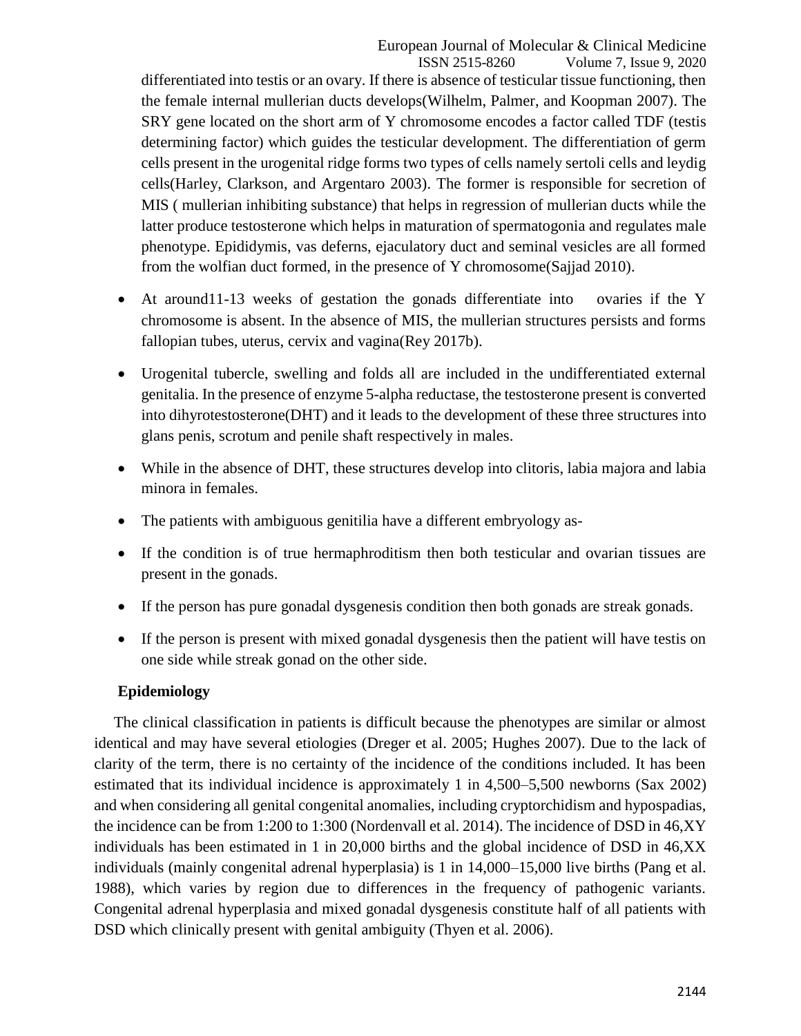differentiated into testis or an ovary. If there is absence of testicular tissue functioning, then the female internal mullerian ducts develops(Wilhelm, Palmer, and Koopman 2007). The SRY gene located on the short arm of Y chromosome encodes a factor called TDF (testis determining factor) which guides the testicular development. The differentiation of germ cells present in the urogenital ridge forms two types of cells namely sertoli cells and leydig cells(Harley, Clarkson, and Argentaro 2003). The former is responsible for secretion of MIS ( mullerian inhibiting substance) that helps in regression of mullerian ducts while the latter produce testosterone which helps in maturation of spermatogonia and regulates male phenotype. Epididymis, vas deferns, ejaculatory duct and seminal vesicles are all formed from the wolfian duct formed, in the presence of Y chromosome(Sajjad 2010).

- At around11-13 weeks of gestation the gonads differentiate into ovaries if the Y chromosome is absent. In the absence of MIS, the mullerian structures persists and forms fallopian tubes, uterus, cervix and vagina(Rey 2017b).
- Urogenital tubercle, swelling and folds all are included in the undifferentiated external genitalia. In the presence of enzyme 5-alpha reductase, the testosterone present is converted into dihyrotestosterone(DHT) and it leads to the development of these three structures into glans penis, scrotum and penile shaft respectively in males.
- While in the absence of DHT, these structures develop into clitoris, labia majora and labia minora in females.
- The patients with ambiguous genitilia have a different embryology as-
- If the condition is of true hermaphroditism then both testicular and ovarian tissues are present in the gonads.
- If the person has pure gonadal dysgenesis condition then both gonads are streak gonads.
- If the person is present with mixed gonadal dysgenesis then the patient will have testis on one side while streak gonad on the other side.

## Epidemiology

The clinical classification in patients is difficult because the phenotypes are similar or almost identical and may have several etiologies (Dreger et al. 2005; Hughes 2007). Due to the lack of clarity of the term, there is no certainty of the incidence of the conditions included. It has been estimated that its individual incidence is approximately 1 in 4,500–5,500 newborns (Sax 2002) and when considering all genital congenital anomalies, including cryptorchidism and hypospadias, the incidence can be from 1:200 to 1:300 (Nordenvall et al. 2014). The incidence of DSD in 46,XY individuals has been estimated in 1 in 20,000 births and the global incidence of DSD in 46,XX individuals (mainly congenital adrenal hyperplasia) is 1 in 14,000–15,000 live births (Pang et al. 1988), which varies by region due to differences in the frequency of pathogenic variants. Congenital adrenal hyperplasia and mixed gonadal dysgenesis constitute half of all patients with DSD which clinically present with genital ambiguity (Thyen et al. 2006).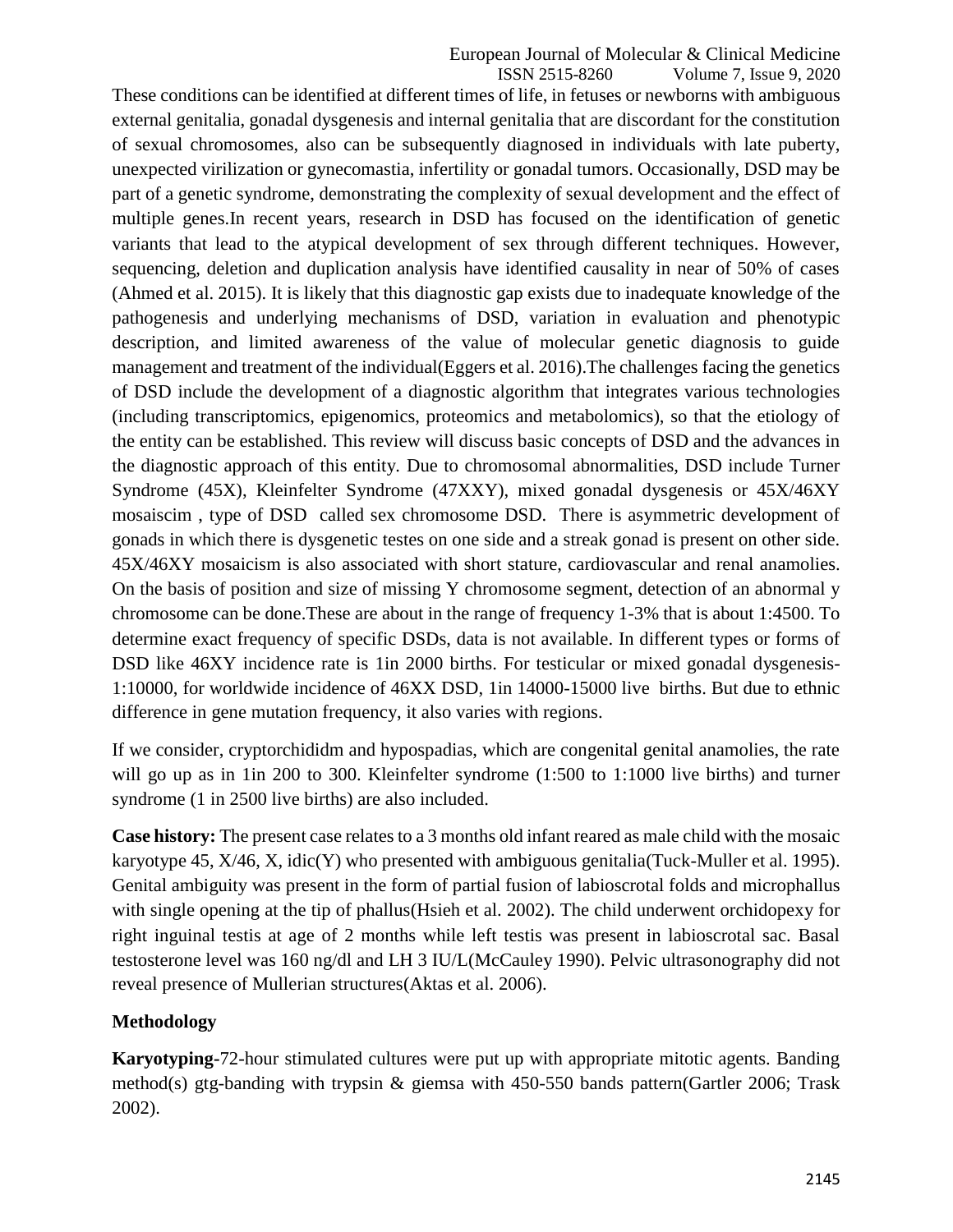These conditions can be identified at different times of life, in fetuses or newborns with ambiguous external genitalia, gonadal dysgenesis and internal genitalia that are discordant for the constitution of sexual chromosomes, also can be subsequently diagnosed in individuals with late puberty, unexpected virilization or gynecomastia, infertility or gonadal tumors. Occasionally, DSD may be part of a genetic syndrome, demonstrating the complexity of sexual development and the effect of multiple genes.In recent years, research in DSD has focused on the identification of genetic variants that lead to the atypical development of sex through different techniques. However, sequencing, deletion and duplication analysis have identified causality in near of 50% of cases (Ahmed et al. 2015). It is likely that this diagnostic gap exists due to inadequate knowledge of the pathogenesis and underlying mechanisms of DSD, variation in evaluation and phenotypic description, and limited awareness of the value of molecular genetic diagnosis to guide management and treatment of the individual(Eggers et al. 2016).The challenges facing the genetics of DSD include the development of a diagnostic algorithm that integrates various technologies (including transcriptomics, epigenomics, proteomics and metabolomics), so that the etiology of the entity can be established. This review will discuss basic concepts of DSD and the advances in the diagnostic approach of this entity. Due to chromosomal abnormalities, DSD include Turner Syndrome (45X), Kleinfelter Syndrome (47XXY), mixed gonadal dysgenesis or 45X/46XY mosaiscim , type of DSD called sex chromosome DSD. There is asymmetric development of gonads in which there is dysgenetic testes on one side and a streak gonad is present on other side. 45X/46XY mosaicism is also associated with short stature, cardiovascular and renal anamolies. On the basis of position and size of missing Y chromosome segment, detection of an abnormal y chromosome can be done.These are about in the range of frequency 1-3% that is about 1:4500. To determine exact frequency of specific DSDs, data is not available. In different types or forms of DSD like 46XY incidence rate is 1in 2000 births. For testicular or mixed gonadal dysgenesis- 1:10000, for worldwide incidence of 46XX DSD, 1in 14000-15000 live births. But due to ethnic difference in gene mutation frequency, it also varies with regions.

If we consider, cryptorchididm and hypospadias, which are congenital genital anamolies, the rate will go up as in 1in 200 to 300. Kleinfelter syndrome (1:500 to 1:1000 live births) and turner syndrome (1 in 2500 live births) are also included.

**Case history:** The present case relates to a 3 months old infant reared as male child with the mosaic karyotype 45, X/46, X, idic(Y) who presented with ambiguous genitalia(Tuck-Muller et al. 1995). Genital ambiguity was present in the form of partial fusion of labioscrotal folds and microphallus with single opening at the tip of phallus(Hsieh et al. 2002). The child underwent orchidopexy for right inguinal testis at age of 2 months while left testis was present in labioscrotal sac. Basal testosterone level was 160 ng/dl and LH 3 IU/L(McCauley 1990). Pelvic ultrasonography did not reveal presence of Mullerian structures(Aktas et al. 2006).

## Methodology

**Karyotyping**-72-hour stimulated cultures were put up with appropriate mitotic agents. Banding method(s) gtg-banding with trypsin & giemsa with 450-550 bands pattern(Gartler 2006; Trask 2002).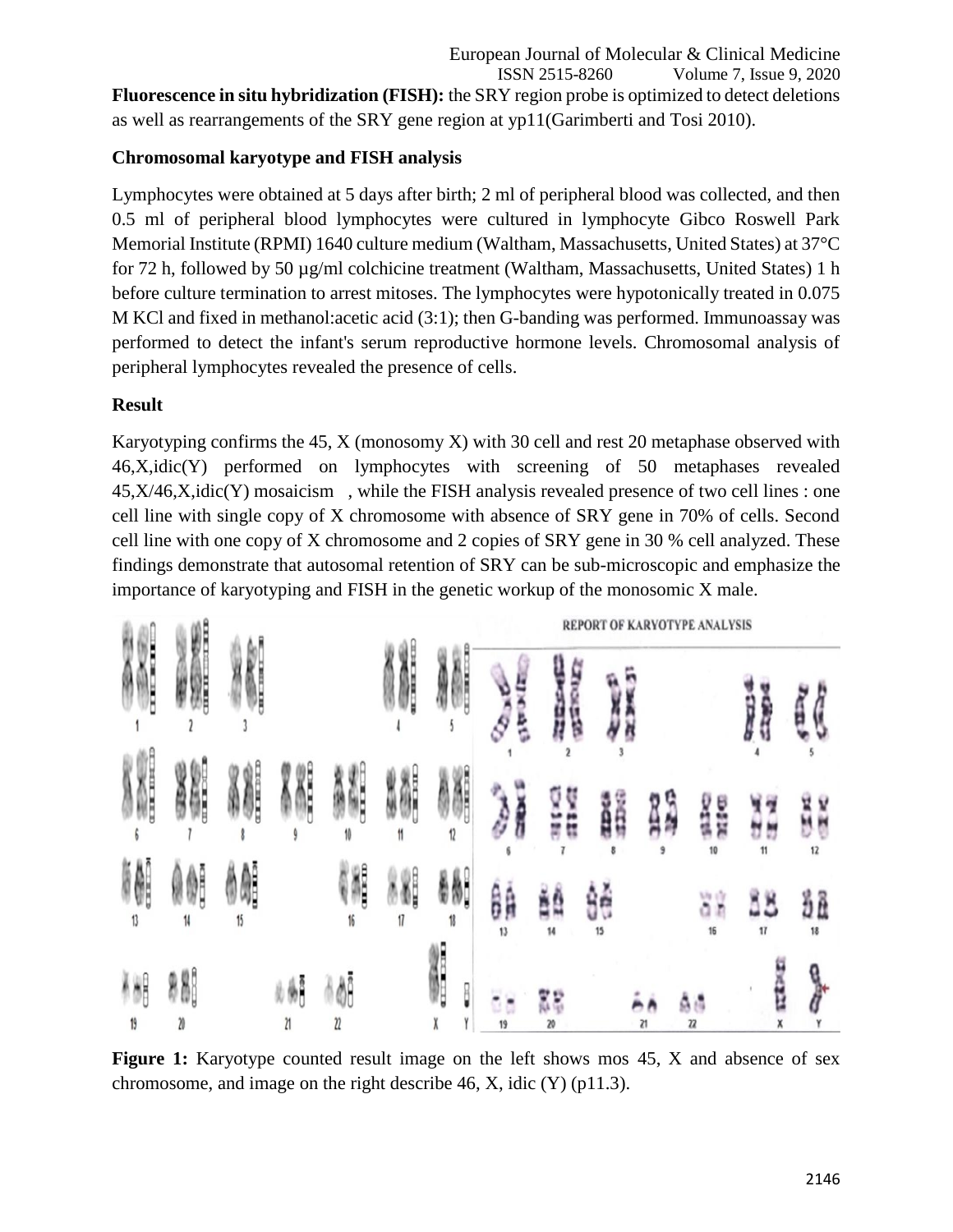**Fluorescence in situ hybridization (FISH):** the SRY region probe is optimized to detect deletions as well as rearrangements of the SRY gene region at yp11(Garimberti and Tosi 2010).

**Chromosomal karyotype and FISH analysis**

Lymphocytes were obtained at 5 days after birth; 2 ml of peripheral blood was collected, and then 0.5 ml of peripheral blood lymphocytes were cultured in lymphocyte Gibco Roswell Park Memorial Institute (RPMI) 1640 culture medium (Waltham, Massachusetts, United States) at 37°C for 72 h, followed by 50 µg/ml colchicine treatment (Waltham, Massachusetts, United States) 1 h before culture termination to arrest mitoses. The lymphocytes were hypotonically treated in 0.075 M KCl and fixed in methanol:acetic acid (3:1); then G-banding was performed. Immunoassay was performed to detect the infant's serum reproductive hormone levels. Chromosomal analysis of peripheral lymphocytes revealed the presence of cells.

**Result**

Karyotyping confirms the 45, X (monosomy X) with 30 cell and rest 20 metaphase observed with 46,X,idic(Y) performed on lymphocytes with screening of 50 metaphases revealed 45,X/46,X,idic(Y) mosaicism , while the FISH analysis revealed presence of two cell lines : one cell line with single copy of X chromosome with absence of SRY gene in 70% of cells. Second cell line with one copy of X chromosome and 2 copies of SRY gene in 30 % cell analyzed. These findings demonstrate that autosomal retention of SRY can be sub-microscopic and emphasize the importance of karyotyping and FISH in the genetic workup of the monosomic X male.

**Figure 1:** Karyotype counted result image on the left shows mos 45, X and absence of sex chromosome, and image on the right describe 46, X, idic (Y) (p11.3).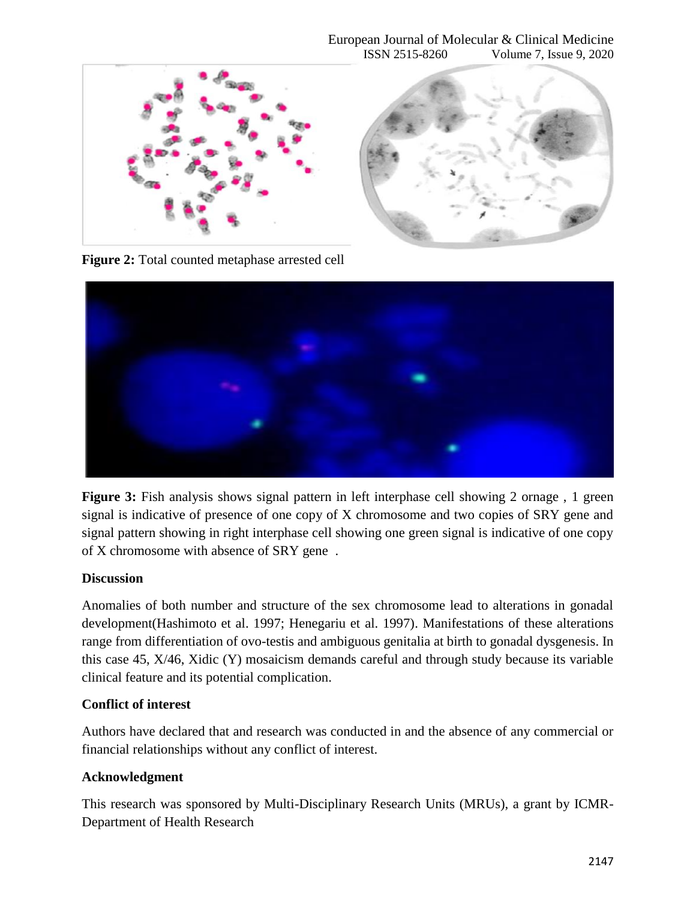**Figure 2:** Total counted metaphase arrested cell

**Figure 3:** Fish analysis shows signal pattern in left interphase cell showing 2 ornage , 1 green signal is indicative of presence of one copy of X chromosome and two copies of SRY gene and signal pattern showing in right interphase cell showing one green signal is indicative of one copy of X chromosome with absence of SRY gene .

## Discussion

Anomalies of both number and structure of the sex chromosome lead to alterations in gonadal development(Hashimoto et al. 1997; Henegariu et al. 1997). Manifestations of these alterations range from differentiation of ovo-testis and ambiguous genitalia at birth to gonadal dysgenesis. In this case 45, X/46, Xidic (Y) mosaicism demands careful and through study because its variable clinical feature and its potential complication.

## Conflict of interest

Authors have declared that and research was conducted in and the absence of any commercial or financial relationships without any conflict of interest.

## Acknowledgment

This research was sponsored by Multi-Disciplinary Research Units (MRUs), a grant by ICMR-Department of Health Research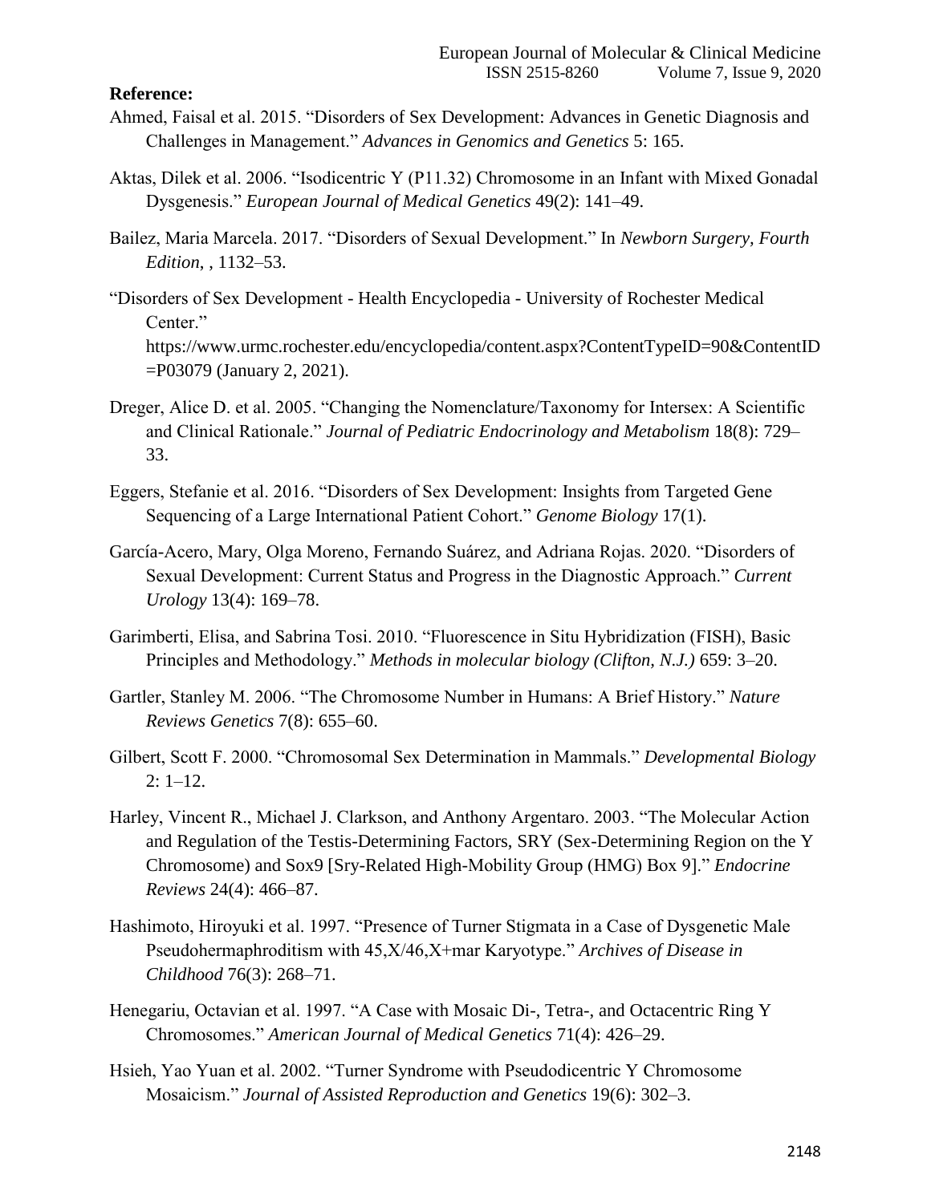**Reference:**

Ahmed, Faisal et al. 2015. "Disorders of Sex Development: Advances in Genetic Diagnosis and Challenges in Management." *Advances in Genomics and Genetics* 5: 165.

Aktas, Dilek et al. 2006. "Isodicentric Y (P11.32) Chromosome in an Infant with Mixed Gonadal Dysgenesis." *European Journal of Medical Genetics* 49(2): 141–49.

Bailez, Maria Marcela. 2017. "Disorders of Sexual Development." In *Newborn Surgery, Fourth Edition*, , 1132–53.

"Disorders of Sex Development - Health Encyclopedia - University of Rochester Medical Center." https://www.urmc.rochester.edu/encyclopedia/content.aspx?ContentTypeID=90&ContentID=P03079 (January 2, 2021).

Dreger, Alice D. et al. 2005. "Changing the Nomenclature/Taxonomy for Intersex: A Scientific and Clinical Rationale." *Journal of Pediatric Endocrinology and Metabolism* 18(8): 729–33.

Eggers, Stefanie et al. 2016. "Disorders of Sex Development: Insights from Targeted Gene Sequencing of a Large International Patient Cohort." *Genome Biology* 17(1).

García-Acero, Mary, Olga Moreno, Fernando Suárez, and Adriana Rojas. 2020. "Disorders of Sexual Development: Current Status and Progress in the Diagnostic Approach." *Current Urology* 13(4): 169–78.

Garimberti, Elisa, and Sabrina Tosi. 2010. "Fluorescence in Situ Hybridization (FISH), Basic Principles and Methodology." *Methods in molecular biology (Clifton, N.J.)* 659: 3–20.

Gartler, Stanley M. 2006. "The Chromosome Number in Humans: A Brief History." *Nature Reviews Genetics* 7(8): 655–60.

Gilbert, Scott F. 2000. "Chromosomal Sex Determination in Mammals." *Developmental Biology* 2: 1–12.

Harley, Vincent R., Michael J. Clarkson, and Anthony Argentaro. 2003. "The Molecular Action and Regulation of the Testis-Determining Factors, SRY (Sex-Determining Region on the Y Chromosome) and Sox9 [Sry-Related High-Mobility Group (HMG) Box 9]." *Endocrine Reviews* 24(4): 466–87.

Hashimoto, Hiroyuki et al. 1997. "Presence of Turner Stigmata in a Case of Dysgenetic Male Pseudohermaphroditism with 45,X/46,X+mar Karyotype." *Archives of Disease in Childhood* 76(3): 268–71.

Henegariu, Octavian et al. 1997. "A Case with Mosaic Di-, Tetra-, and Octacentric Ring Y Chromosomes." *American Journal of Medical Genetics* 71(4): 426–29.

Hsieh, Yao Yuan et al. 2002. "Turner Syndrome with Pseudodicentric Y Chromosome Mosaicism." *Journal of Assisted Reproduction and Genetics* 19(6): 302–3.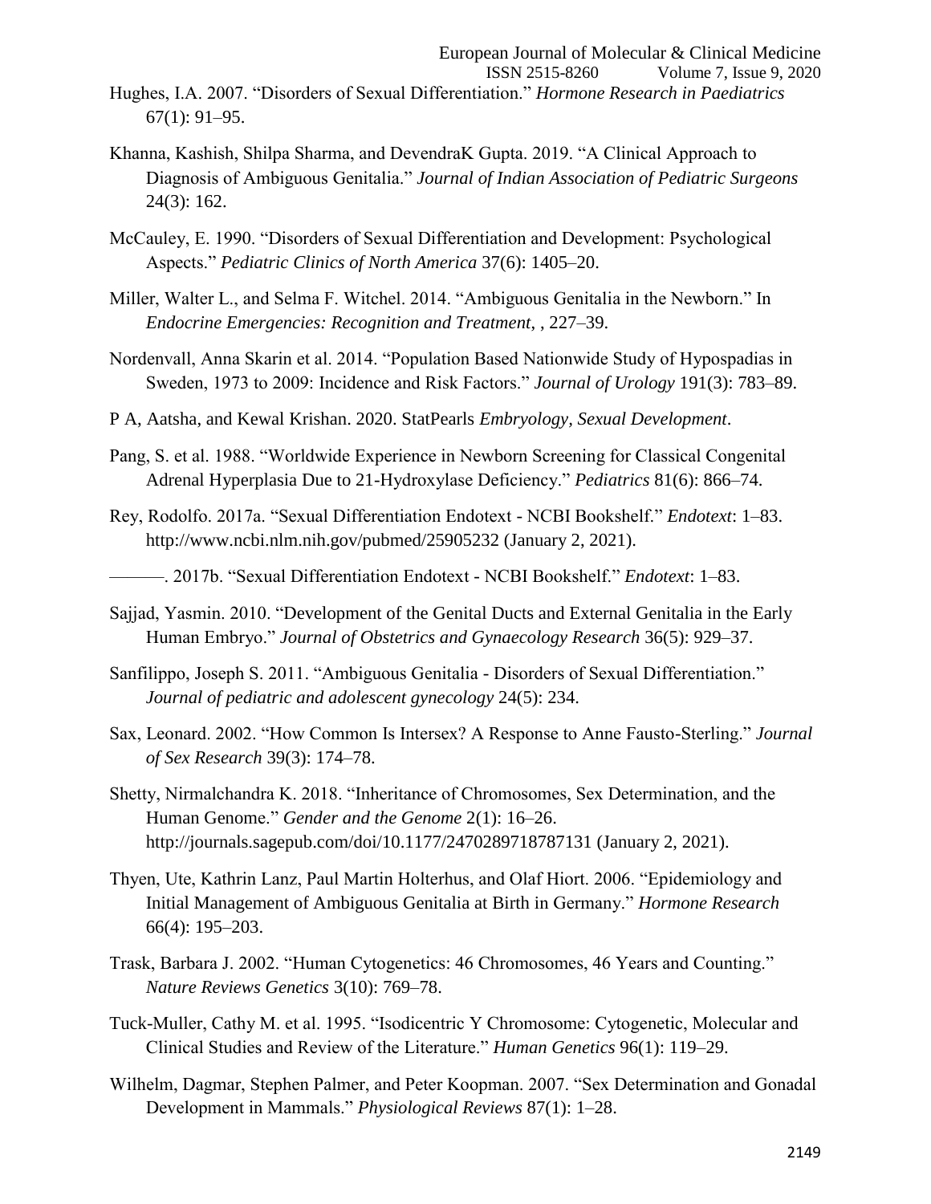Hughes, I.A. 2007. "Disorders of Sexual Differentiation." *Hormone Research in Paediatrics* 67(1): 91–95.

Khanna, Kashish, Shilpa Sharma, and DevendraK Gupta. 2019. "A Clinical Approach to Diagnosis of Ambiguous Genitalia." *Journal of Indian Association of Pediatric Surgeons* 24(3): 162.

McCauley, E. 1990. "Disorders of Sexual Differentiation and Development: Psychological Aspects." *Pediatric Clinics of North America* 37(6): 1405–20.

Miller, Walter L., and Selma F. Witchel. 2014. "Ambiguous Genitalia in the Newborn." In *Endocrine Emergencies: Recognition and Treatment*, , 227–39.

Nordenvall, Anna Skarin et al. 2014. "Population Based Nationwide Study of Hypospadias in Sweden, 1973 to 2009: Incidence and Risk Factors." *Journal of Urology* 191(3): 783–89.

P A, Aatsha, and Kewal Krishan. 2020. StatPearls *Embryology, Sexual Development*.

Pang, S. et al. 1988. "Worldwide Experience in Newborn Screening for Classical Congenital Adrenal Hyperplasia Due to 21-Hydroxylase Deficiency." *Pediatrics* 81(6): 866–74.

Rey, Rodolfo. 2017a. "Sexual Differentiation Endotext - NCBI Bookshelf." *Endotext*: 1–83. http://www.ncbi.nlm.nih.gov/pubmed/25905232 (January 2, 2021).

———. 2017b. "Sexual Differentiation Endotext - NCBI Bookshelf." *Endotext*: 1–83.

Sajjad, Yasmin. 2010. "Development of the Genital Ducts and External Genitalia in the Early Human Embryo." *Journal of Obstetrics and Gynaecology Research* 36(5): 929–37.

Sanfilippo, Joseph S. 2011. "Ambiguous Genitalia - Disorders of Sexual Differentiation." *Journal of pediatric and adolescent gynecology* 24(5): 234.

Sax, Leonard. 2002. "How Common Is Intersex? A Response to Anne Fausto-Sterling." *Journal of Sex Research* 39(3): 174–78.

Shetty, Nirmalchandra K. 2018. "Inheritance of Chromosomes, Sex Determination, and the Human Genome." *Gender and the Genome* 2(1): 16–26. http://journals.sagepub.com/doi/10.1177/2470289718787131 (January 2, 2021).

Thyen, Ute, Kathrin Lanz, Paul Martin Holterhus, and Olaf Hiort. 2006. "Epidemiology and Initial Management of Ambiguous Genitalia at Birth in Germany." *Hormone Research* 66(4): 195–203.

Trask, Barbara J. 2002. "Human Cytogenetics: 46 Chromosomes, 46 Years and Counting." *Nature Reviews Genetics* 3(10): 769–78.

Tuck-Muller, Cathy M. et al. 1995. "Isodicentric Y Chromosome: Cytogenetic, Molecular and Clinical Studies and Review of the Literature." *Human Genetics* 96(1): 119–29.

Wilhelm, Dagmar, Stephen Palmer, and Peter Koopman. 2007. "Sex Determination and Gonadal Development in Mammals." *Physiological Reviews* 87(1): 1–28.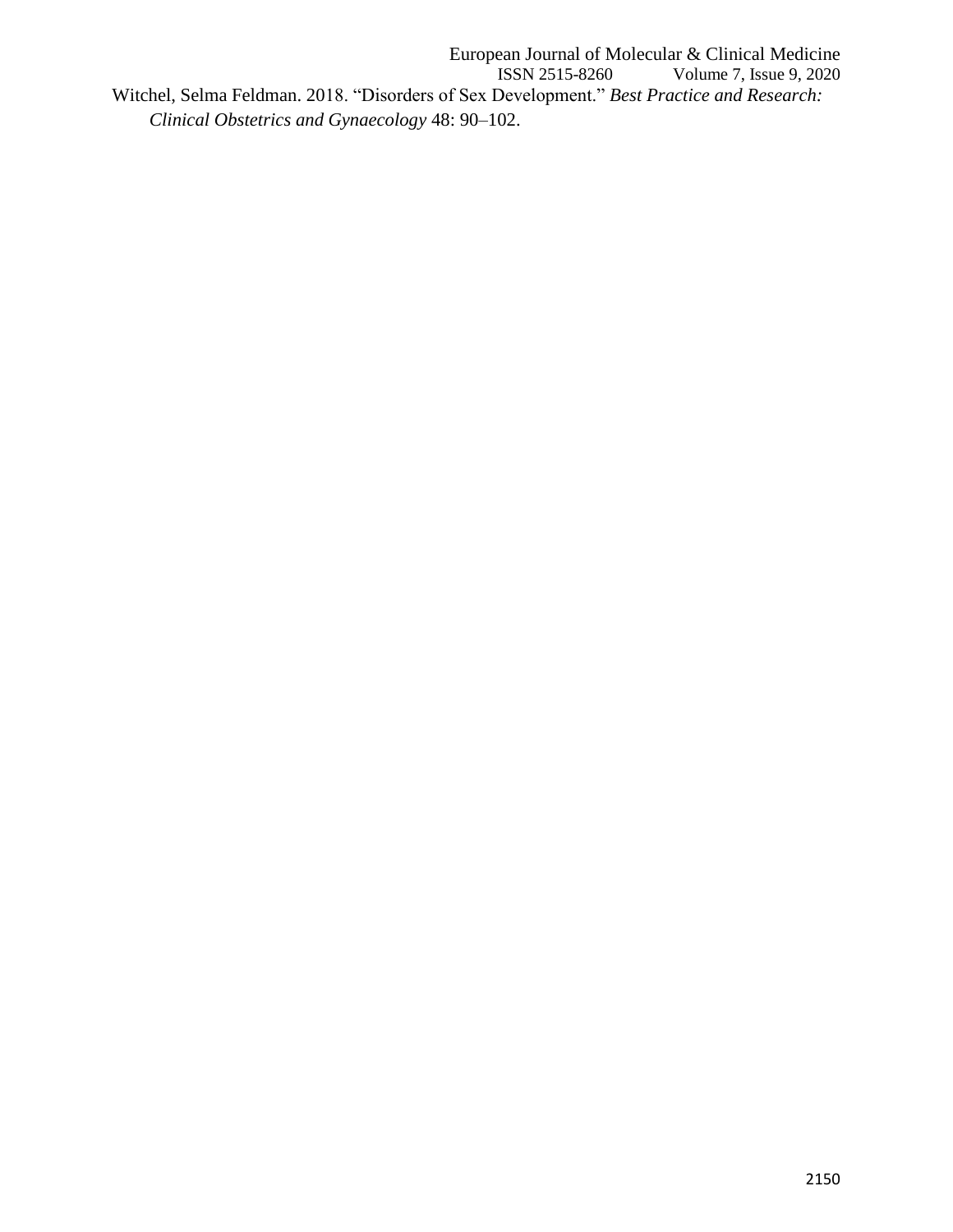Witchel, Selma Feldman. 2018. “Disorders of Sex Development.” *Best Practice and Research: Clinical Obstetrics and Gynaecology* 48: 90–102.